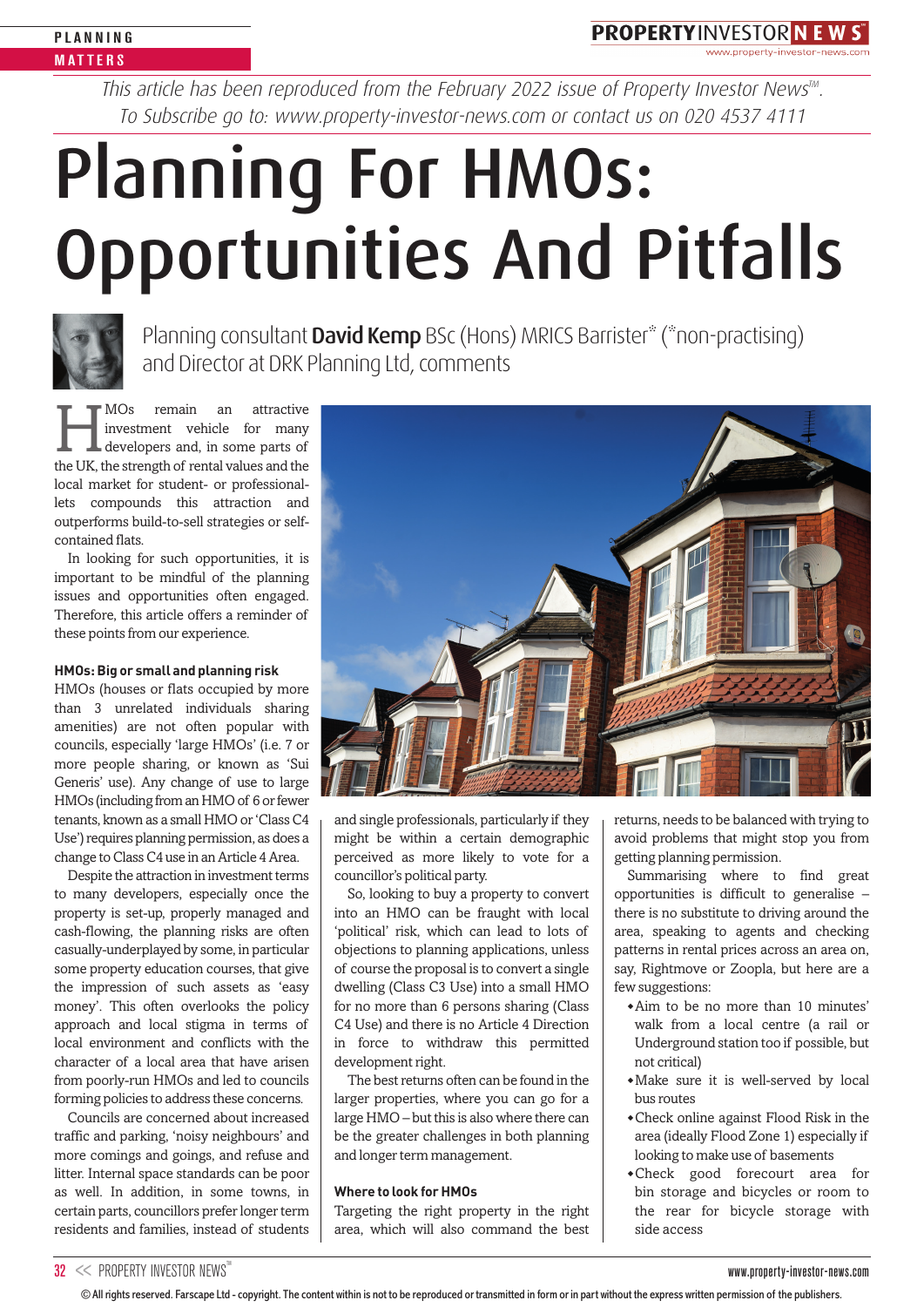*This article has been reproduced from the February 2022 issue of Property Investor News™. To Subscribe go to: www.property-investor-news.com or contact us on 020 4537 4111*

# Planning For HMOs: Opportunities And Pitfalls

Planning consultant **David Kemp** BSc (Hons) MRICS Barrister* (*non-practising) and Director at DRK Planning Ltd, comments

HMOs remain an attractive investment vehicle for many developers and, in some parts of the UK, the strength of rental values and the local market for student- or professional-lets compounds this attraction and outperforms build-to-sell strategies or self-contained flats.

In looking for such opportunities, it is important to be mindful of the planning issues and opportunities often engaged. Therefore, this article offers a reminder of these points from our experience.

### HMOs: Big or small and planning risk

HMOs (houses or flats occupied by more than 3 unrelated individuals sharing amenities) are not often popular with councils, especially 'large HMOs' (i.e. 7 or more people sharing, or known as 'Sui Generis' use). Any change of use to large HMOs (including from an HMO of 6 or fewer tenants, known as a small HMO or 'Class C4 Use') requires planning permission, as does a change to Class C4 use in an Article 4 Area.

Despite the attraction in investment terms to many developers, especially once the property is set-up, properly managed and cash-flowing, the planning risks are often casually-underplayed by some, in particular some property education courses, that give the impression of such assets as 'easy money'. This often overlooks the policy approach and local stigma in terms of local environment and conflicts with the character of a local area that have arisen from poorly-run HMOs and led to councils forming policies to address these concerns.

Councils are concerned about increased traffic and parking, 'noisy neighbours' and more comings and goings, and refuse and litter. Internal space standards can be poor as well. In addition, in some towns, in certain parts, councillors prefer longer term residents and families, instead of students and single professionals, particularly if they might be within a certain demographic perceived as more likely to vote for a councillor's political party.

So, looking to buy a property to convert into an HMO can be fraught with local 'political' risk, which can lead to lots of objections to planning applications, unless of course the proposal is to convert a single dwelling (Class C3 Use) into a small HMO for no more than 6 persons sharing (Class C4 Use) and there is no Article 4 Direction in force to withdraw this permitted development right.

The best returns often can be found in the larger properties, where you can go for a large HMO – but this is also where there can be the greater challenges in both planning and longer term management.

### Where to look for HMOs

Targeting the right property in the right area, which will also command the best returns, needs to be balanced with trying to avoid problems that might stop you from getting planning permission.

Summarising where to find great opportunities is difficult to generalise – there is no substitute to driving around the area, speaking to agents and checking patterns in rental prices across an area on, say, Rightmove or Zoopla, but here are a few suggestions:

- Aim to be no more than 10 minutes' walk from a local centre (a rail or Underground station too if possible, but not critical)
- Make sure it is well-served by local bus routes
- Check online against Flood Risk in the area (ideally Flood Zone 1) especially if looking to make use of basements
- Check good forecourt area for bin storage and bicycles or room to the rear for bicycle storage with side access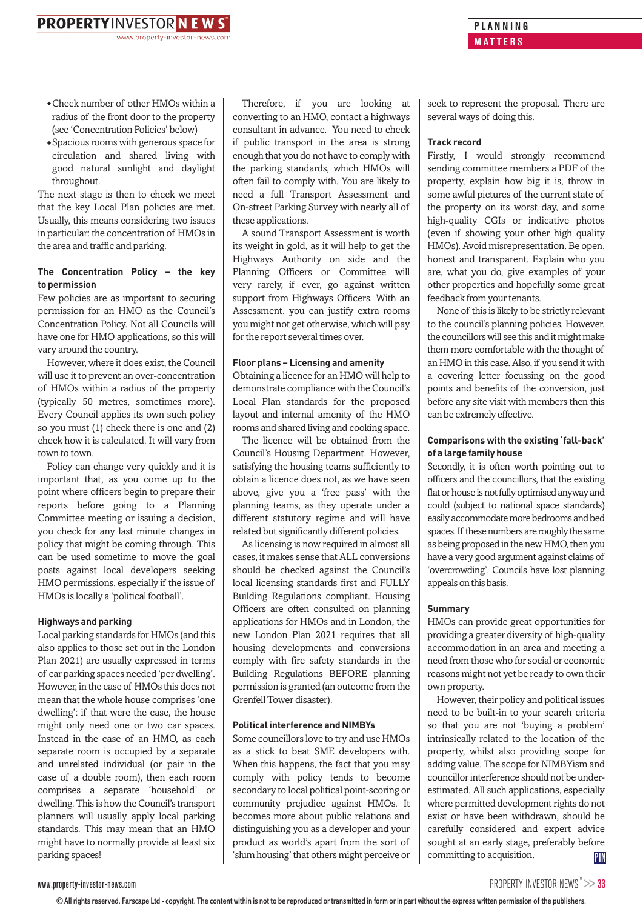- Check number of other HMOs within a radius of the front door to the property (see 'Concentration Policies' below)
- Spacious rooms with generous space for circulation and shared living with good natural sunlight and daylight throughout.

The next stage is then to check we meet that the key Local Plan policies are met. Usually, this means considering two issues in particular: the concentration of HMOs in the area and traffic and parking.

### The Concentration Policy – the key to permission

Few policies are as important to securing permission for an HMO as the Council's Concentration Policy. Not all Councils will have one for HMO applications, so this will vary around the country.

However, where it does exist, the Council will use it to prevent an over-concentration of HMOs within a radius of the property (typically 50 metres, sometimes more). Every Council applies its own such policy so you must (1) check there is one and (2) check how it is calculated. It will vary from town to town.

Policy can change very quickly and it is important that, as you come up to the point where officers begin to prepare their reports before going to a Planning Committee meeting or issuing a decision, you check for any last minute changes in policy that might be coming through. This can be used sometime to move the goal posts against local developers seeking HMO permissions, especially if the issue of HMOs is locally a 'political football'.

### Highways and parking

Local parking standards for HMOs (and this also applies to those set out in the London Plan 2021) are usually expressed in terms of car parking spaces needed 'per dwelling'. However, in the case of HMOs this does not mean that the whole house comprises 'one dwelling': if that were the case, the house might only need one or two car spaces. Instead in the case of an HMO, as each separate room is occupied by a separate and unrelated individual (or pair in the case of a double room), then each room comprises a separate 'household' or dwelling. This is how the Council's transport planners will usually apply local parking standards. This may mean that an HMO might have to normally provide at least six parking spaces!

Therefore, if you are looking at converting to an HMO, contact a highways consultant in advance. You need to check if public transport in the area is strong enough that you do not have to comply with the parking standards, which HMOs will often fail to comply with. You are likely to need a full Transport Assessment and On-street Parking Survey with nearly all of these applications.

A sound Transport Assessment is worth its weight in gold, as it will help to get the Highways Authority on side and the Planning Officers or Committee will very rarely, if ever, go against written support from Highways Officers. With an Assessment, you can justify extra rooms you might not get otherwise, which will pay for the report several times over.

### Floor plans – Licensing and amenity

Obtaining a licence for an HMO will help to demonstrate compliance with the Council's Local Plan standards for the proposed layout and internal amenity of the HMO rooms and shared living and cooking space.

The licence will be obtained from the Council's Housing Department. However, satisfying the housing teams sufficiently to obtain a licence does not, as we have seen above, give you a 'free pass' with the planning teams, as they operate under a different statutory regime and will have related but significantly different policies.

As licensing is now required in almost all cases, it makes sense that ALL conversions should be checked against the Council's local licensing standards first and FULLY Building Regulations compliant. Housing Officers are often consulted on planning applications for HMOs and in London, the new London Plan 2021 requires that all housing developments and conversions comply with fire safety standards in the Building Regulations BEFORE planning permission is granted (an outcome from the Grenfell Tower disaster).

### Political interference and NIMBYs

Some councillors love to try and use HMOs as a stick to beat SME developers with. When this happens, the fact that you may comply with policy tends to become secondary to local political point-scoring or community prejudice against HMOs. It becomes more about public relations and distinguishing you as a developer and your product as world's apart from the sort of 'slum housing' that others might perceive or seek to represent the proposal. There are several ways of doing this.

### Track record

Firstly, I would strongly recommend sending committee members a PDF of the property, explain how big it is, throw in some awful pictures of the current state of the property on its worst day, and some high-quality CGIs or indicative photos (even if showing your other high quality HMOs). Avoid misrepresentation. Be open, honest and transparent. Explain who you are, what you do, give examples of your other properties and hopefully some great feedback from your tenants.

None of this is likely to be strictly relevant to the council's planning policies. However, the councillors will see this and it might make them more comfortable with the thought of an HMO in this case. Also, if you send it with a covering letter focussing on the good points and benefits of the conversion, just before any site visit with members then this can be extremely effective.

### Comparisons with the existing 'fall-back' of a large family house

Secondly, it is often worth pointing out to officers and the councillors, that the existing flat or house is not fully optimised anyway and could (subject to national space standards) easily accommodate more bedrooms and bed spaces. If these numbers are roughly the same as being proposed in the new HMO, then you have a very good argument against claims of 'overcrowding'. Councils have lost planning appeals on this basis.

### Summary

HMOs can provide great opportunities for providing a greater diversity of high-quality accommodation in an area and meeting a need from those who for social or economic reasons might not yet be ready to own their own property.

However, their policy and political issues need to be built-in to your search criteria so that you are not 'buying a problem' intrinsically related to the location of the property, whilst also providing scope for adding value. The scope for NIMBYism and councillor interference should not be under-estimated. All such applications, especially where permitted development rights do not exist or have been withdrawn, should be carefully considered and expert advice sought at an early stage, preferably before committing to acquisition.